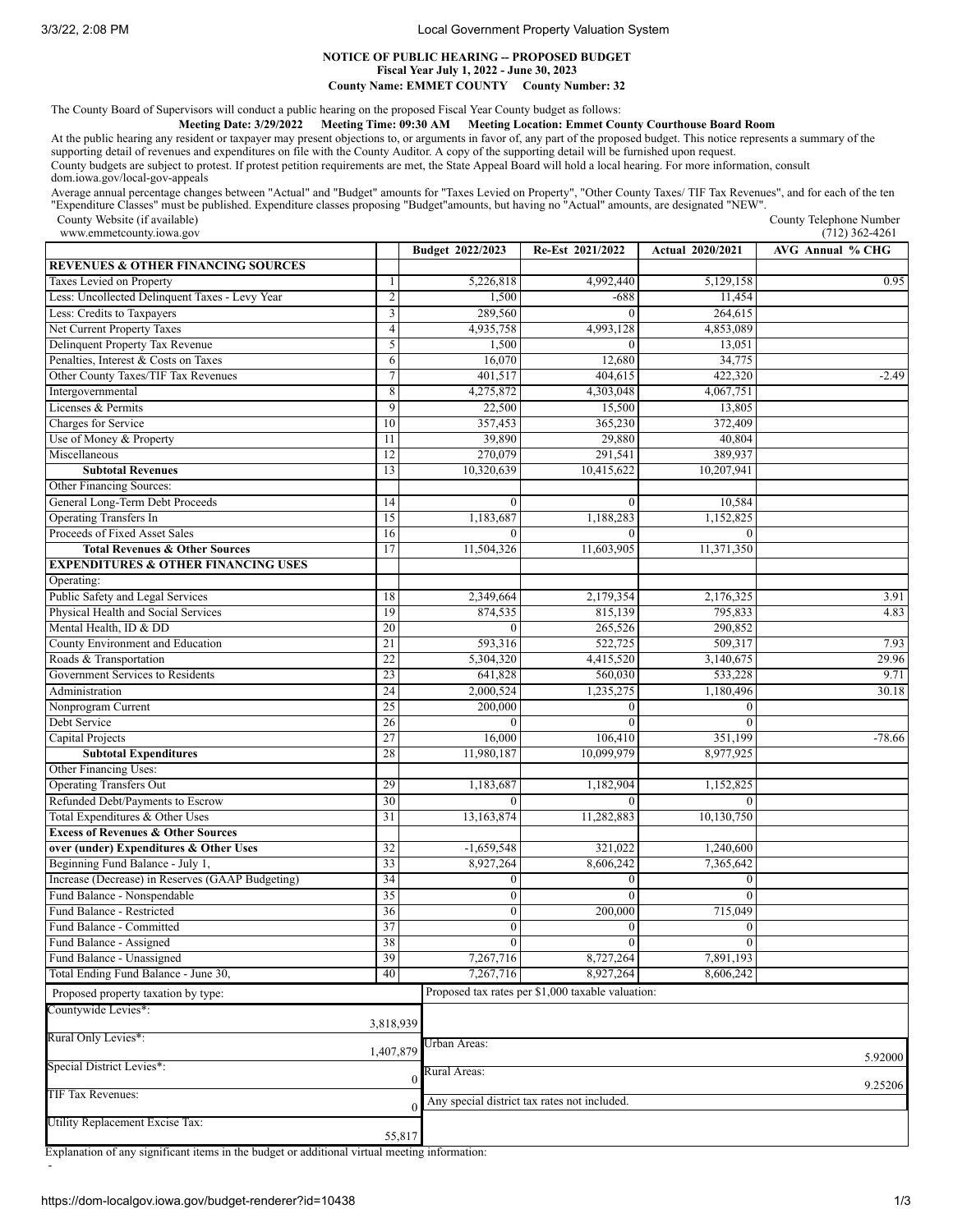**NOTICE OF PUBLIC HEARING -- PROPOSED BUDGET**
**Fiscal Year July 1, 2022 - June 30, 2023**
**County Name: EMMET COUNTY County Number: 32**

The County Board of Supervisors will conduct a public hearing on the proposed Fiscal Year County budget as follows:

**Meeting Date: 3/29/2022 Meeting Time: 09:30 AM Meeting Location: Emmet County Courthouse Board Room**

At the public hearing any resident or taxpayer may present objections to, or arguments in favor of, any part of the proposed budget. This notice represents a summary of the supporting detail of revenues and expenditures on file with the County Auditor. A copy of the supporting detail will be furnished upon request.

County budgets are subject to protest. If protest petition requirements are met, the State Appeal Board will hold a local hearing. For more information, consult dom.iowa.gov/local-gov-appeals

Average annual percentage changes between "Actual" and "Budget" amounts for "Taxes Levied on Property", "Other County Taxes/ TIF Tax Revenues", and for each of the ten "Expenditure Classes" must be published. Expenditure classes proposing "Budget"amounts, but having no "Actual" amounts, are designated "NEW".

County Website (if available): www.emmetcounty.iowa.gov

County Telephone Number: (712) 362-4261

| | | Budget 2022/2023 | Re-Est 2021/2022 | Actual 2020/2021 | AVG Annual % CHG |
|---|---|---|---|---|---|
| **REVENUES & OTHER FINANCING SOURCES** | | | | | |
| Taxes Levied on Property | 1 | 5,226,818 | 4,992,440 | 5,129,158 | 0.95 |
| Less: Uncollected Delinquent Taxes - Levy Year | 2 | 1,500 | -688 | 11,454 | |
| Less: Credits to Taxpayers | 3 | 289,560 | 0 | 264,615 | |
| Net Current Property Taxes | 4 | 4,935,758 | 4,993,128 | 4,853,089 | |
| Delinquent Property Tax Revenue | 5 | 1,500 | 0 | 13,051 | |
| Penalties, Interest & Costs on Taxes | 6 | 16,070 | 12,680 | 34,775 | |
| Other County Taxes/TIF Tax Revenues | 7 | 401,517 | 404,615 | 422,320 | -2.49 |
| Intergovernmental | 8 | 4,275,872 | 4,303,048 | 4,067,751 | |
| Licenses & Permits | 9 | 22,500 | 15,500 | 13,805 | |
| Charges for Service | 10 | 357,453 | 365,230 | 372,409 | |
| Use of Money & Property | 11 | 39,890 | 29,880 | 40,804 | |
| Miscellaneous | 12 | 270,079 | 291,541 | 389,937 | |
| **Subtotal Revenues** | 13 | 10,320,639 | 10,415,622 | 10,207,941 | |
| Other Financing Sources: | | | | | |
| General Long-Term Debt Proceeds | 14 | 0 | 0 | 10,584 | |
| Operating Transfers In | 15 | 1,183,687 | 1,188,283 | 1,152,825 | |
| Proceeds of Fixed Asset Sales | 16 | 0 | 0 | 0 | |
| **Total Revenues & Other Sources** | 17 | 11,504,326 | 11,603,905 | 11,371,350 | |
| **EXPENDITURES & OTHER FINANCING USES** | | | | | |
| Operating: | | | | | |
| Public Safety and Legal Services | 18 | 2,349,664 | 2,179,354 | 2,176,325 | 3.91 |
| Physical Health and Social Services | 19 | 874,535 | 815,139 | 795,833 | 4.83 |
| Mental Health, ID & DD | 20 | 0 | 265,526 | 290,852 | |
| County Environment and Education | 21 | 593,316 | 522,725 | 509,317 | 7.93 |
| Roads & Transportation | 22 | 5,304,320 | 4,415,520 | 3,140,675 | 29.96 |
| Government Services to Residents | 23 | 641,828 | 560,030 | 533,228 | 9.71 |
| Administration | 24 | 2,000,524 | 1,235,275 | 1,180,496 | 30.18 |
| Nonprogram Current | 25 | 200,000 | 0 | 0 | |
| Debt Service | 26 | 0 | 0 | 0 | |
| Capital Projects | 27 | 16,000 | 106,410 | 351,199 | -78.66 |
| **Subtotal Expenditures** | 28 | 11,980,187 | 10,099,979 | 8,977,925 | |
| Other Financing Uses: | | | | | |
| Operating Transfers Out | 29 | 1,183,687 | 1,182,904 | 1,152,825 | |
| Refunded Debt/Payments to Escrow | 30 | 0 | 0 | 0 | |
| Total Expenditures & Other Uses | 31 | 13,163,874 | 11,282,883 | 10,130,750 | |
| **Excess of Revenues & Other Sources over (under) Expenditures & Other Uses** | 32 | -1,659,548 | 321,022 | 1,240,600 | |
| Beginning Fund Balance - July 1, | 33 | 8,927,264 | 8,606,242 | 7,365,642 | |
| Increase (Decrease) in Reserves (GAAP Budgeting) | 34 | 0 | 0 | 0 | |
| Fund Balance - Nonspendable | 35 | 0 | 0 | 0 | |
| Fund Balance - Restricted | 36 | 0 | 200,000 | 715,049 | |
| Fund Balance - Committed | 37 | 0 | 0 | 0 | |
| Fund Balance - Assigned | 38 | 0 | 0 | 0 | |
| Fund Balance - Unassigned | 39 | 7,267,716 | 8,727,264 | 7,891,193 | |
| Total Ending Fund Balance - June 30, | 40 | 7,267,716 | 8,927,264 | 8,606,242 | |

| Proposed property taxation by type: | | Proposed tax rates per $1,000 taxable valuation: | |
|---|---|---|---|
| Countywide Levies*: | 3,818,939 | | |
| Rural Only Levies*: | 1,407,879 | Urban Areas: | 5.92000 |
| Special District Levies*: | 0 | Rural Areas: | 9.25206 |
| TIF Tax Revenues: | 0 | Any special district tax rates not included. | |
| Utility Replacement Excise Tax: | 55,817 | | |

Explanation of any significant items in the budget or additional virtual meeting information:

-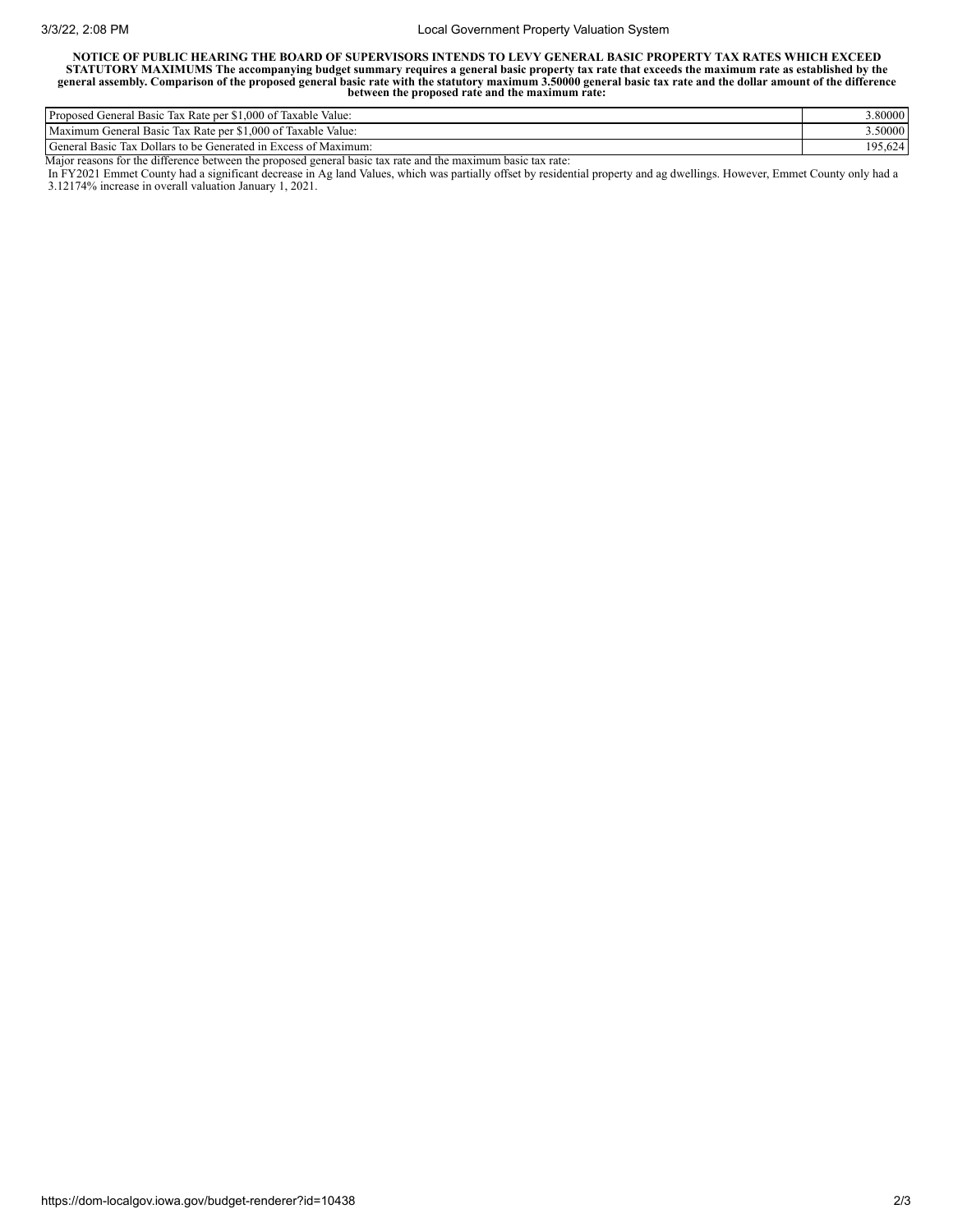**NOTICE OF PUBLIC HEARING THE BOARD OF SUPERVISORS INTENDS TO LEVY GENERAL BASIC PROPERTY TAX RATES WHICH EXCEED STATUTORY MAXIMUMS The accompanying budget summary requires a general basic property tax rate that exceeds the maximum rate as established by the general assembly. Comparison of the proposed general basic rate with the statutory maximum 3.50000 general basic tax rate and the dollar amount of the difference between the proposed rate and the maximum rate:**

| | |
|---|---|
| Proposed General Basic Tax Rate per $1,000 of Taxable Value: | 3.80000 |
| Maximum General Basic Tax Rate per $1,000 of Taxable Value: | 3.50000 |
| General Basic Tax Dollars to be Generated in Excess of Maximum: | 195,624 |

Major reasons for the difference between the proposed general basic tax rate and the maximum basic tax rate:

In FY2021 Emmet County had a significant decrease in Ag land Values, which was partially offset by residential property and ag dwellings. However, Emmet County only had a 3.12174% increase in overall valuation January 1, 2021.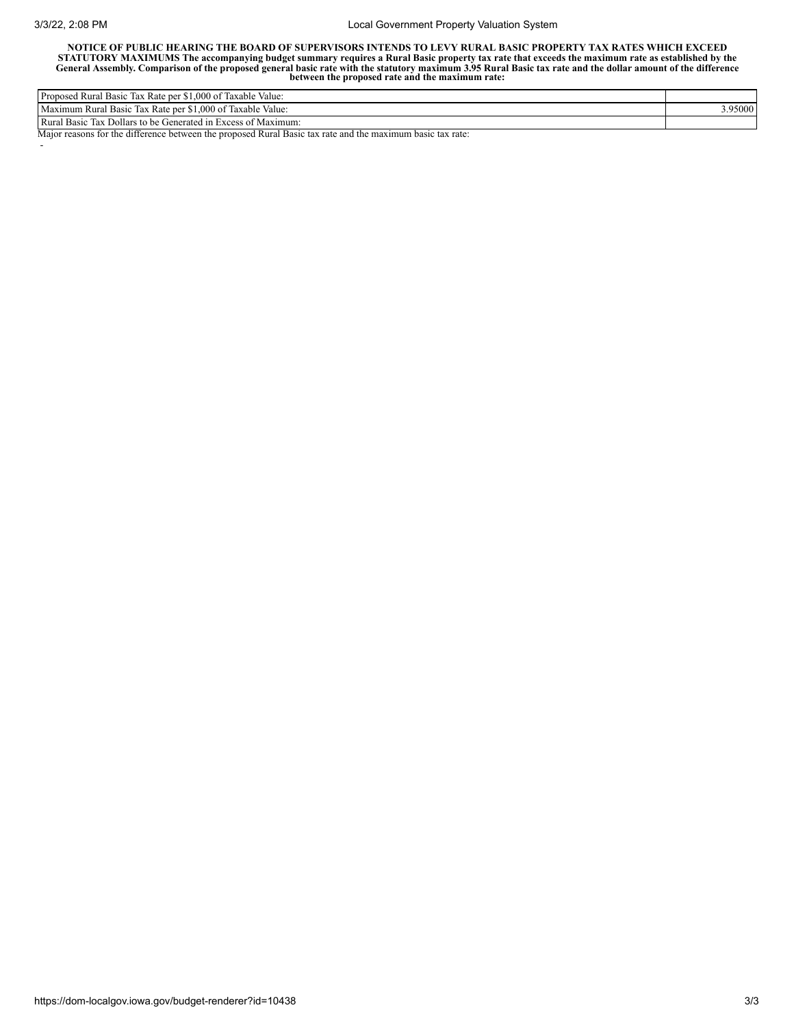**NOTICE OF PUBLIC HEARING THE BOARD OF SUPERVISORS INTENDS TO LEVY RURAL BASIC PROPERTY TAX RATES WHICH EXCEED STATUTORY MAXIMUMS The accompanying budget summary requires a Rural Basic property tax rate that exceeds the maximum rate as established by the General Assembly. Comparison of the proposed general basic rate with the statutory maximum 3.95 Rural Basic tax rate and the dollar amount of the difference between the proposed rate and the maximum rate:**

| | |
|---|---|
| Proposed Rural Basic Tax Rate per $1,000 of Taxable Value: | |
| Maximum Rural Basic Tax Rate per $1,000 of Taxable Value: | 3.95000 |
| Rural Basic Tax Dollars to be Generated in Excess of Maximum: | |

Major reasons for the difference between the proposed Rural Basic tax rate and the maximum basic tax rate:

-